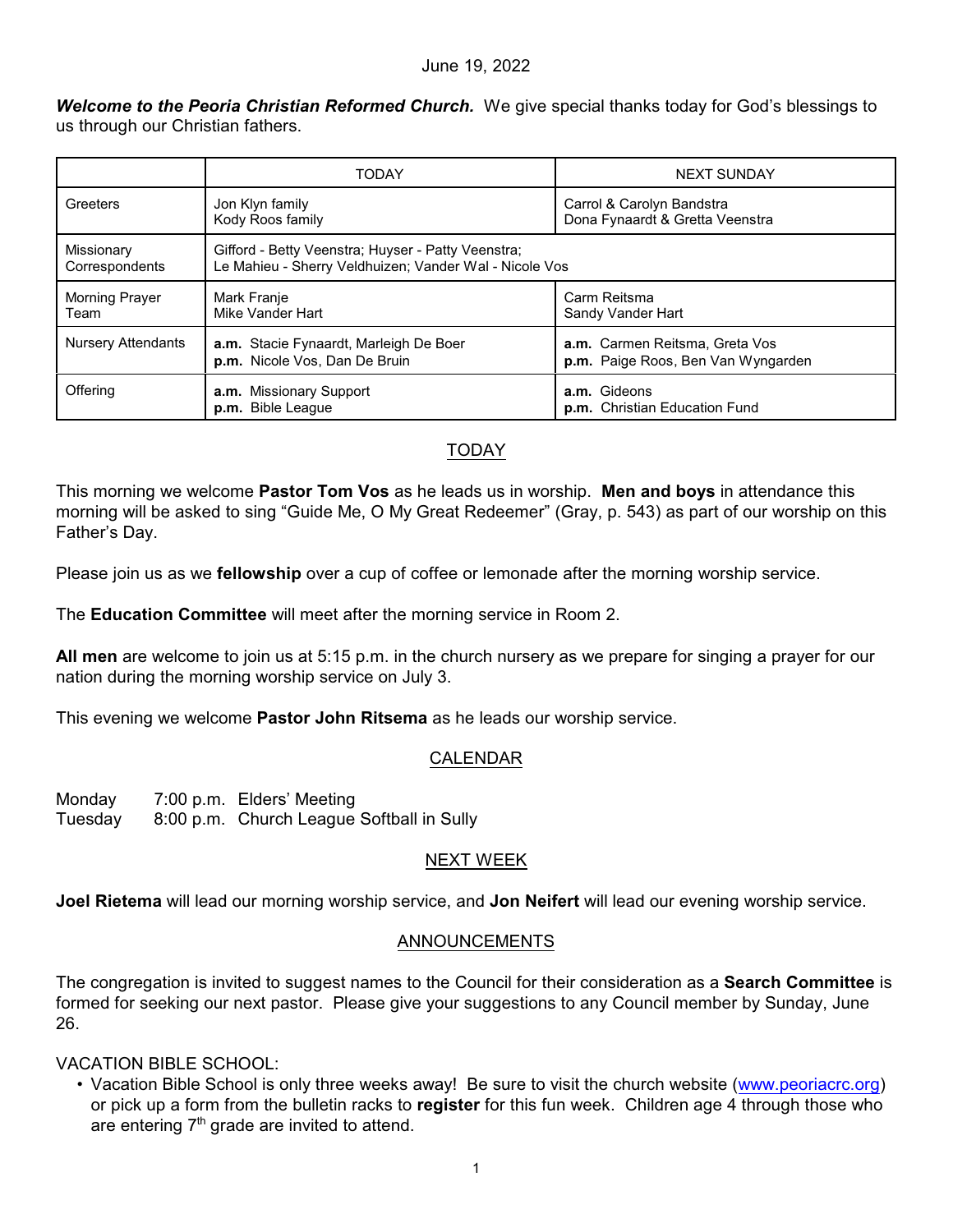June 19, 2022

***Welcome to the Peoria Christian Reformed Church.*** We give special thanks today for God's blessings to us through our Christian fathers.

| | TODAY | NEXT SUNDAY |
|---|---|---|
| Greeters | Jon Klyn family<br>Kody Roos family | Carrol & Carolyn Bandstra<br>Dona Fynaardt & Gretta Veenstra |
| Missionary Correspondents | Gifford - Betty Veenstra; Huyser - Patty Veenstra;<br>Le Mahieu - Sherry Veldhuizen; Vander Wal - Nicole Vos | |
| Morning Prayer Team | Mark Franje<br>Mike Vander Hart | Carm Reitsma<br>Sandy Vander Hart |
| Nursery Attendants | **a.m.** Stacie Fynaardt, Marleigh De Boer<br>**p.m.** Nicole Vos, Dan De Bruin | **a.m.** Carmen Reitsma, Greta Vos<br>**p.m.** Paige Roos, Ben Van Wyngarden |
| Offering | **a.m.** Missionary Support<br>**p.m.** Bible League | **a.m.** Gideons<br>**p.m.** Christian Education Fund |

## TODAY

This morning we welcome **Pastor Tom Vos** as he leads us in worship. **Men and boys** in attendance this morning will be asked to sing "Guide Me, O My Great Redeemer" (Gray, p. 543) as part of our worship on this Father's Day.

Please join us as we **fellowship** over a cup of coffee or lemonade after the morning worship service.

The **Education Committee** will meet after the morning service in Room 2.

**All men** are welcome to join us at 5:15 p.m. in the church nursery as we prepare for singing a prayer for our nation during the morning worship service on July 3.

This evening we welcome **Pastor John Ritsema** as he leads our worship service.

## CALENDAR

Monday 7:00 p.m. Elders' Meeting
Tuesday 8:00 p.m. Church League Softball in Sully

## NEXT WEEK

**Joel Rietema** will lead our morning worship service, and **Jon Neifert** will lead our evening worship service.

## ANNOUNCEMENTS

The congregation is invited to suggest names to the Council for their consideration as a **Search Committee** is formed for seeking our next pastor. Please give your suggestions to any Council member by Sunday, June 26.

VACATION BIBLE SCHOOL:

- Vacation Bible School is only three weeks away! Be sure to visit the church website (www.peoriacrc.org) or pick up a form from the bulletin racks to **register** for this fun week. Children age 4 through those who are entering 7th grade are invited to attend.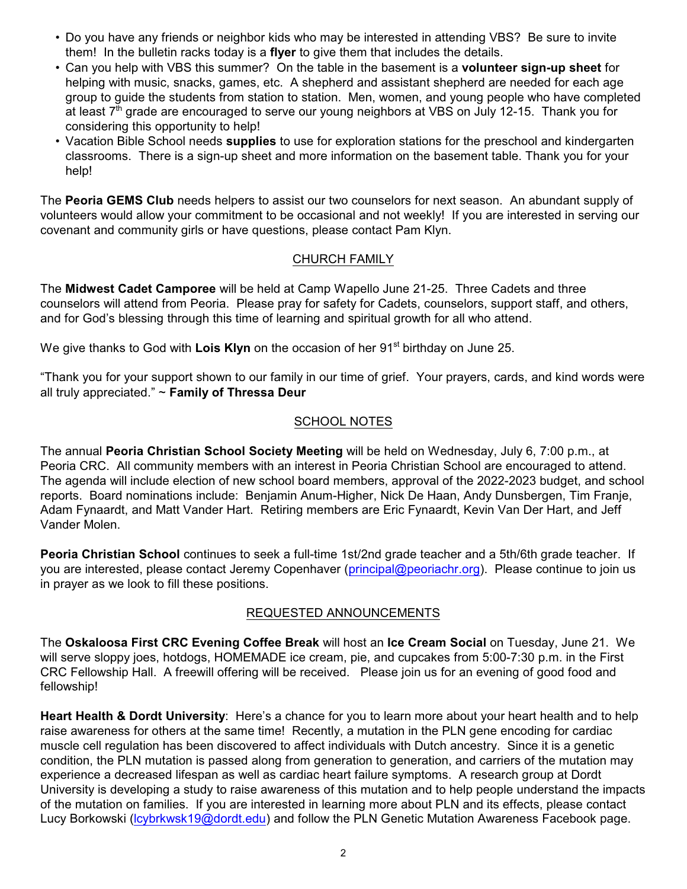- Do you have any friends or neighbor kids who may be interested in attending VBS? Be sure to invite them! In the bulletin racks today is a **flyer** to give them that includes the details.
- Can you help with VBS this summer? On the table in the basement is a **volunteer sign-up sheet** for helping with music, snacks, games, etc. A shepherd and assistant shepherd are needed for each age group to guide the students from station to station. Men, women, and young people who have completed at least 7th grade are encouraged to serve our young neighbors at VBS on July 12-15. Thank you for considering this opportunity to help!
- Vacation Bible School needs **supplies** to use for exploration stations for the preschool and kindergarten classrooms. There is a sign-up sheet and more information on the basement table. Thank you for your help!

The **Peoria GEMS Club** needs helpers to assist our two counselors for next season. An abundant supply of volunteers would allow your commitment to be occasional and not weekly! If you are interested in serving our covenant and community girls or have questions, please contact Pam Klyn.

## CHURCH FAMILY

The **Midwest Cadet Camporee** will be held at Camp Wapello June 21-25. Three Cadets and three counselors will attend from Peoria. Please pray for safety for Cadets, counselors, support staff, and others, and for God's blessing through this time of learning and spiritual growth for all who attend.

We give thanks to God with **Lois Klyn** on the occasion of her 91st birthday on June 25.

"Thank you for your support shown to our family in our time of grief. Your prayers, cards, and kind words were all truly appreciated." ~ **Family of Thressa Deur**

## SCHOOL NOTES

The annual **Peoria Christian School Society Meeting** will be held on Wednesday, July 6, 7:00 p.m., at Peoria CRC. All community members with an interest in Peoria Christian School are encouraged to attend. The agenda will include election of new school board members, approval of the 2022-2023 budget, and school reports. Board nominations include: Benjamin Anum-Higher, Nick De Haan, Andy Dunsbergen, Tim Franje, Adam Fynaardt, and Matt Vander Hart. Retiring members are Eric Fynaardt, Kevin Van Der Hart, and Jeff Vander Molen.

**Peoria Christian School** continues to seek a full-time 1st/2nd grade teacher and a 5th/6th grade teacher. If you are interested, please contact Jeremy Copenhaver (principal@peoriachr.org). Please continue to join us in prayer as we look to fill these positions.

## REQUESTED ANNOUNCEMENTS

The **Oskaloosa First CRC Evening Coffee Break** will host an **Ice Cream Social** on Tuesday, June 21. We will serve sloppy joes, hotdogs, HOMEMADE ice cream, pie, and cupcakes from 5:00-7:30 p.m. in the First CRC Fellowship Hall. A freewill offering will be received. Please join us for an evening of good food and fellowship!

**Heart Health & Dordt University**: Here's a chance for you to learn more about your heart health and to help raise awareness for others at the same time! Recently, a mutation in the PLN gene encoding for cardiac muscle cell regulation has been discovered to affect individuals with Dutch ancestry. Since it is a genetic condition, the PLN mutation is passed along from generation to generation, and carriers of the mutation may experience a decreased lifespan as well as cardiac heart failure symptoms. A research group at Dordt University is developing a study to raise awareness of this mutation and to help people understand the impacts of the mutation on families. If you are interested in learning more about PLN and its effects, please contact Lucy Borkowski (lcybrkwsk19@dordt.edu) and follow the PLN Genetic Mutation Awareness Facebook page.